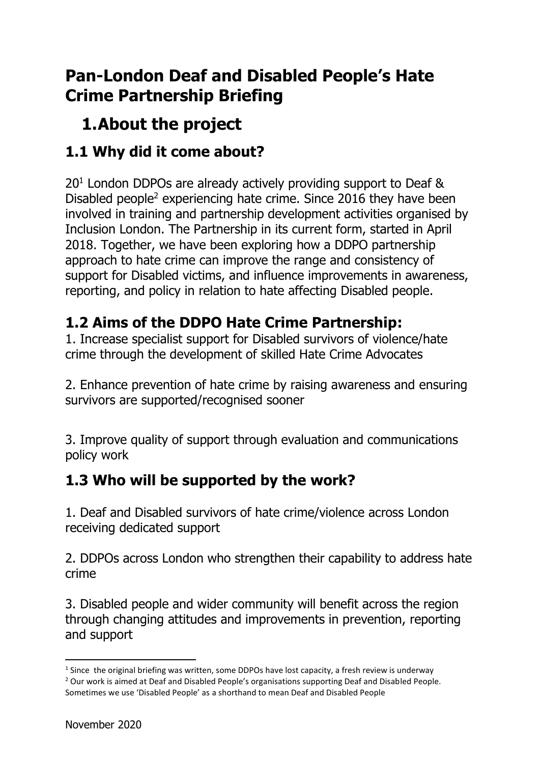# Pan-London Deaf and Disabled People's Hate Crime Partnership Briefing

## 1. About the project

### 1.1 Why did it come about?

20[1] London DDPOs are already actively providing support to Deaf & Disabled people[2] experiencing hate crime. Since 2016 they have been involved in training and partnership development activities organised by Inclusion London. The Partnership in its current form, started in April 2018. Together, we have been exploring how a DDPO partnership approach to hate crime can improve the range and consistency of support for Disabled victims, and influence improvements in awareness, reporting, and policy in relation to hate affecting Disabled people.

### 1.2 Aims of the DDPO Hate Crime Partnership:

1. Increase specialist support for Disabled survivors of violence/hate crime through the development of skilled Hate Crime Advocates

2. Enhance prevention of hate crime by raising awareness and ensuring survivors are supported/recognised sooner

3. Improve quality of support through evaluation and communications policy work

### 1.3 Who will be supported by the work?

1. Deaf and Disabled survivors of hate crime/violence across London receiving dedicated support

2. DDPOs across London who strengthen their capability to address hate crime

3. Disabled people and wider community will benefit across the region through changing attitudes and improvements in prevention, reporting and support

---

[1] Since the original briefing was written, some DDPOs have lost capacity, a fresh review is underway

[2] Our work is aimed at Deaf and Disabled People's organisations supporting Deaf and Disabled People. Sometimes we use 'Disabled People' as a shorthand to mean Deaf and Disabled People

November 2020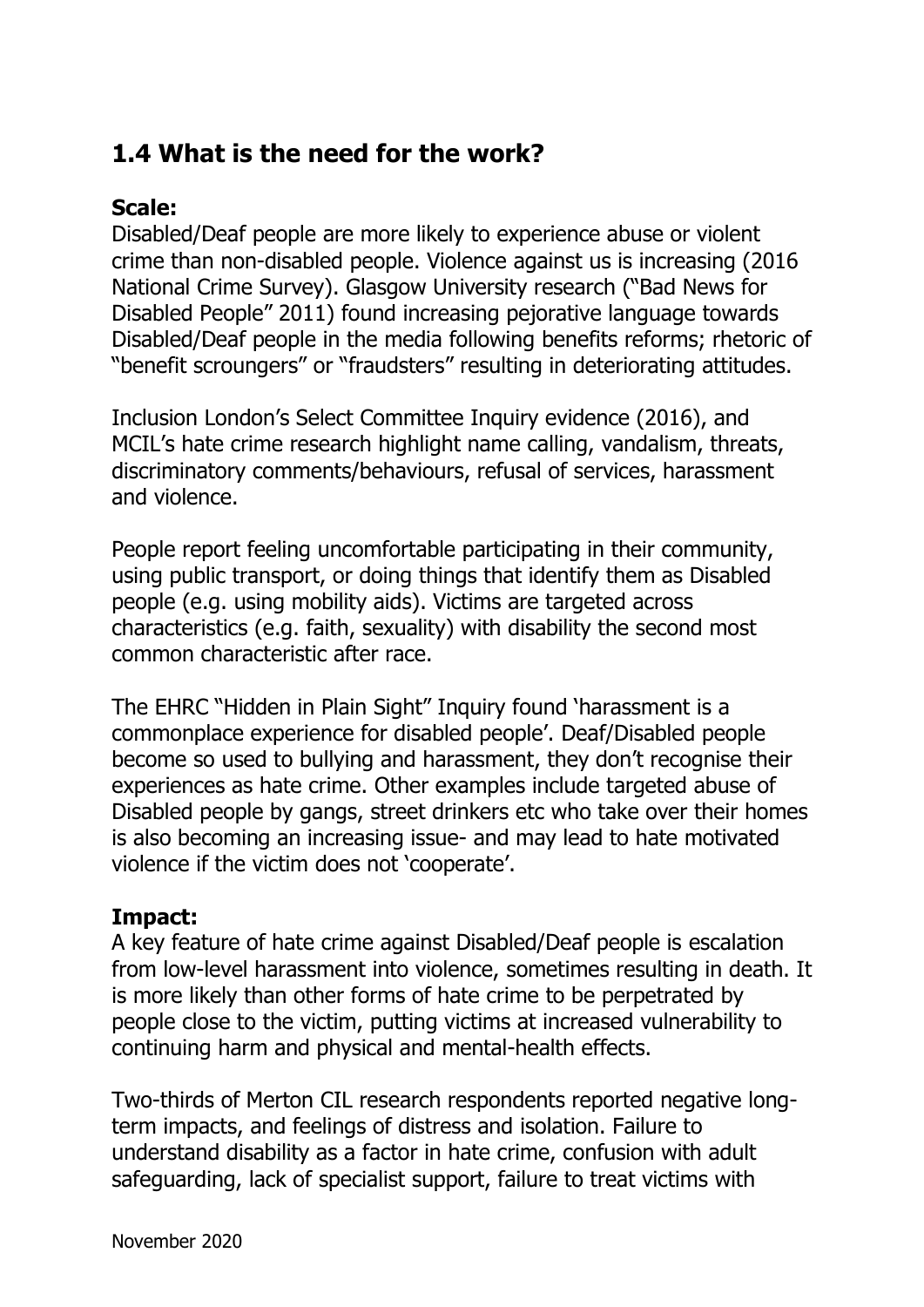## 1.4 What is the need for the work?

**Scale:**

Disabled/Deaf people are more likely to experience abuse or violent crime than non-disabled people. Violence against us is increasing (2016 National Crime Survey). Glasgow University research ("Bad News for Disabled People" 2011) found increasing pejorative language towards Disabled/Deaf people in the media following benefits reforms; rhetoric of "benefit scroungers" or "fraudsters" resulting in deteriorating attitudes.

Inclusion London's Select Committee Inquiry evidence (2016), and MCIL's hate crime research highlight name calling, vandalism, threats, discriminatory comments/behaviours, refusal of services, harassment and violence.

People report feeling uncomfortable participating in their community, using public transport, or doing things that identify them as Disabled people (e.g. using mobility aids). Victims are targeted across characteristics (e.g. faith, sexuality) with disability the second most common characteristic after race.

The EHRC "Hidden in Plain Sight" Inquiry found 'harassment is a commonplace experience for disabled people'. Deaf/Disabled people become so used to bullying and harassment, they don't recognise their experiences as hate crime. Other examples include targeted abuse of Disabled people by gangs, street drinkers etc who take over their homes is also becoming an increasing issue- and may lead to hate motivated violence if the victim does not 'cooperate'.

**Impact:**

A key feature of hate crime against Disabled/Deaf people is escalation from low-level harassment into violence, sometimes resulting in death. It is more likely than other forms of hate crime to be perpetrated by people close to the victim, putting victims at increased vulnerability to continuing harm and physical and mental-health effects.

Two-thirds of Merton CIL research respondents reported negative long-term impacts, and feelings of distress and isolation. Failure to understand disability as a factor in hate crime, confusion with adult safeguarding, lack of specialist support, failure to treat victims with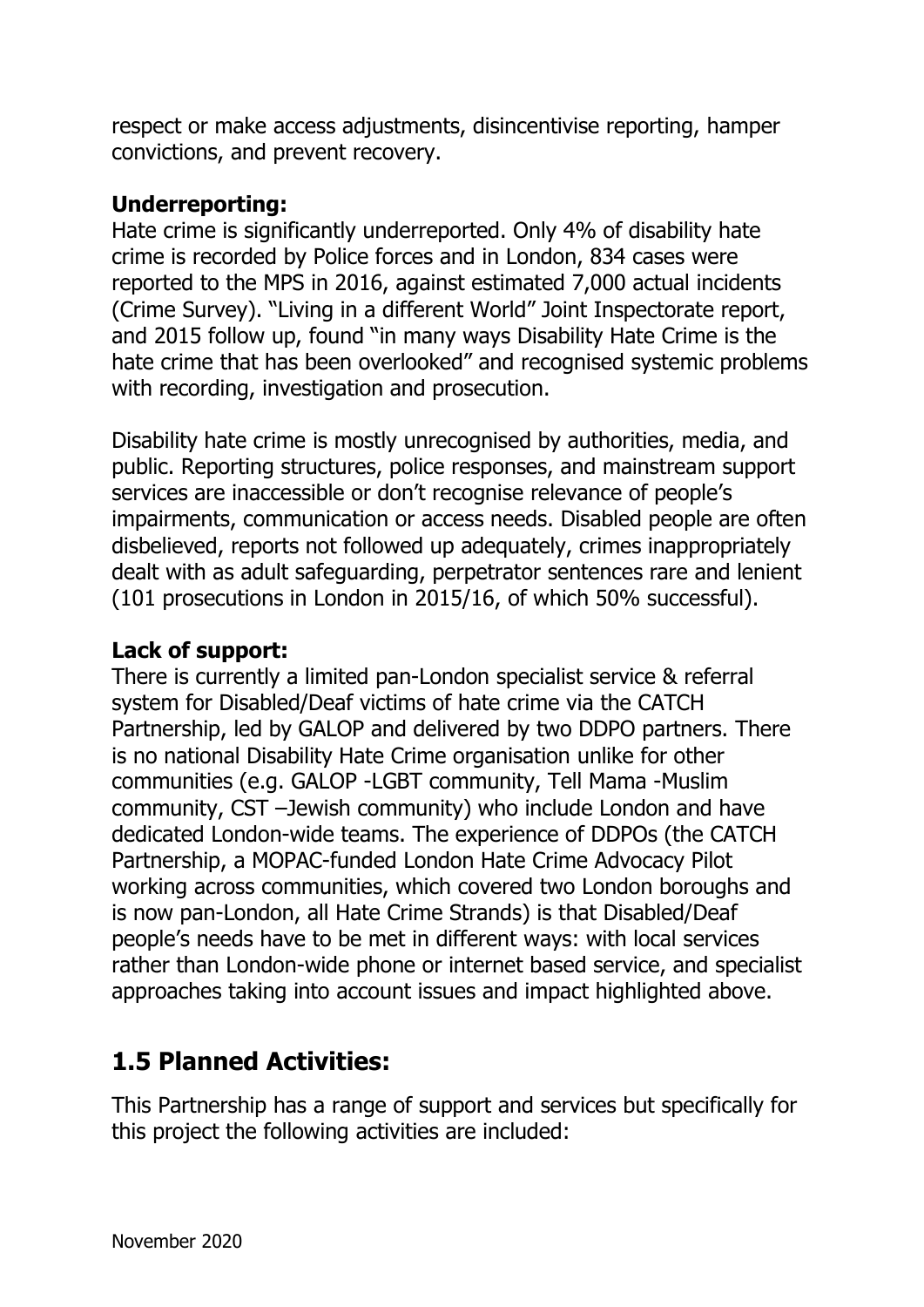respect or make access adjustments, disincentivise reporting, hamper convictions, and prevent recovery.

**Underreporting:**
Hate crime is significantly underreported. Only 4% of disability hate crime is recorded by Police forces and in London, 834 cases were reported to the MPS in 2016, against estimated 7,000 actual incidents (Crime Survey). "Living in a different World" Joint Inspectorate report, and 2015 follow up, found "in many ways Disability Hate Crime is the hate crime that has been overlooked" and recognised systemic problems with recording, investigation and prosecution.

Disability hate crime is mostly unrecognised by authorities, media, and public. Reporting structures, police responses, and mainstream support services are inaccessible or don't recognise relevance of people's impairments, communication or access needs. Disabled people are often disbelieved, reports not followed up adequately, crimes inappropriately dealt with as adult safeguarding, perpetrator sentences rare and lenient (101 prosecutions in London in 2015/16, of which 50% successful).

**Lack of support:**
There is currently a limited pan-London specialist service & referral system for Disabled/Deaf victims of hate crime via the CATCH Partnership, led by GALOP and delivered by two DDPO partners. There is no national Disability Hate Crime organisation unlike for other communities (e.g. GALOP -LGBT community, Tell Mama -Muslim community, CST –Jewish community) who include London and have dedicated London-wide teams. The experience of DDPOs (the CATCH Partnership, a MOPAC-funded London Hate Crime Advocacy Pilot working across communities, which covered two London boroughs and is now pan-London, all Hate Crime Strands) is that Disabled/Deaf people's needs have to be met in different ways: with local services rather than London-wide phone or internet based service, and specialist approaches taking into account issues and impact highlighted above.

## 1.5 Planned Activities:

This Partnership has a range of support and services but specifically for this project the following activities are included: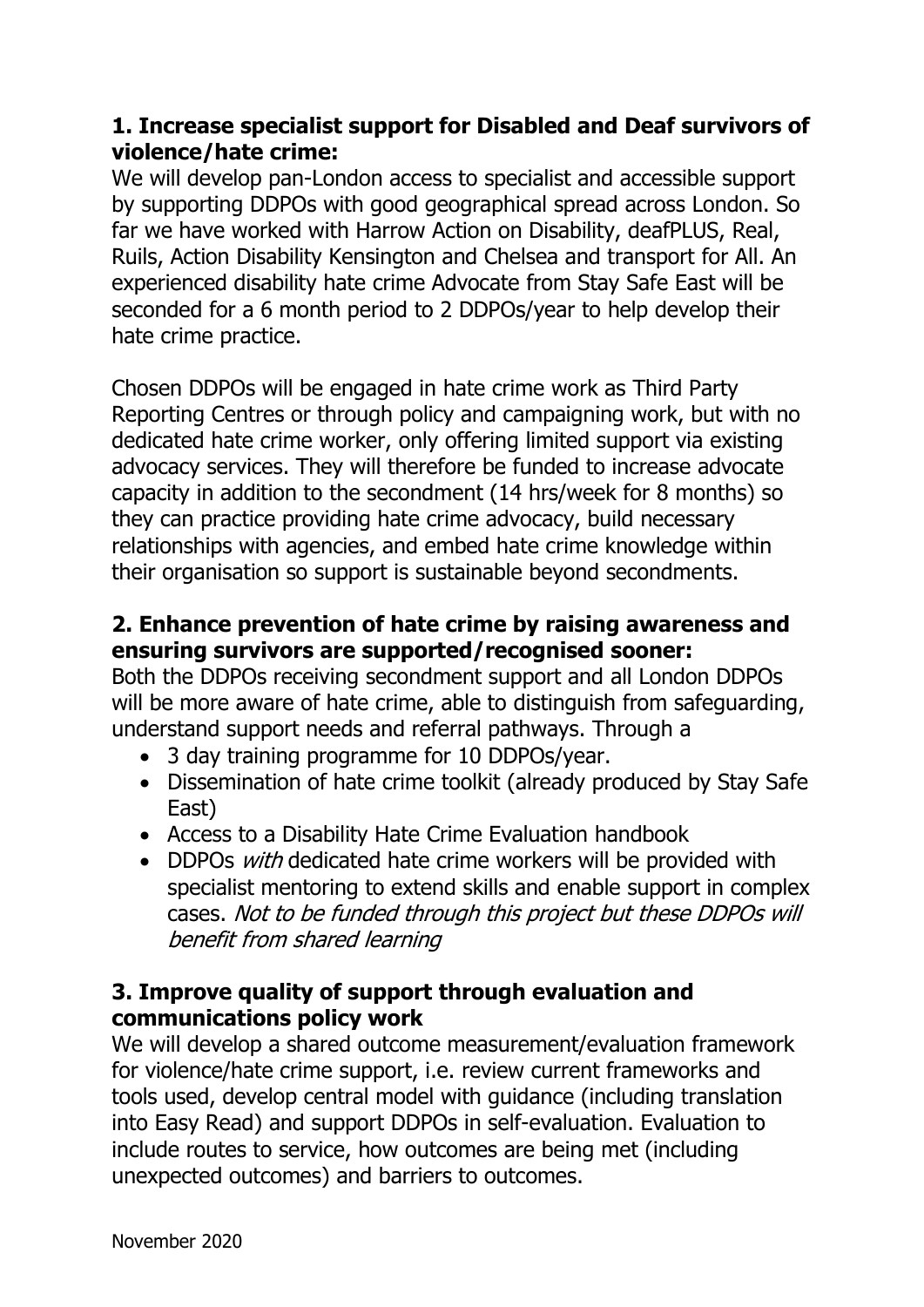**1. Increase specialist support for Disabled and Deaf survivors of violence/hate crime:**

We will develop pan-London access to specialist and accessible support by supporting DDPOs with good geographical spread across London. So far we have worked with Harrow Action on Disability, deafPLUS, Real, Ruils, Action Disability Kensington and Chelsea and transport for All. An experienced disability hate crime Advocate from Stay Safe East will be seconded for a 6 month period to 2 DDPOs/year to help develop their hate crime practice.

Chosen DDPOs will be engaged in hate crime work as Third Party Reporting Centres or through policy and campaigning work, but with no dedicated hate crime worker, only offering limited support via existing advocacy services. They will therefore be funded to increase advocate capacity in addition to the secondment (14 hrs/week for 8 months) so they can practice providing hate crime advocacy, build necessary relationships with agencies, and embed hate crime knowledge within their organisation so support is sustainable beyond secondments.

**2. Enhance prevention of hate crime by raising awareness and ensuring survivors are supported/recognised sooner:**

Both the DDPOs receiving secondment support and all London DDPOs will be more aware of hate crime, able to distinguish from safeguarding, understand support needs and referral pathways. Through a

- 3 day training programme for 10 DDPOs/year.
- Dissemination of hate crime toolkit (already produced by Stay Safe East)
- Access to a Disability Hate Crime Evaluation handbook
- DDPOs *with* dedicated hate crime workers will be provided with specialist mentoring to extend skills and enable support in complex cases. *Not to be funded through this project but these DDPOs will benefit from shared learning*

**3. Improve quality of support through evaluation and communications policy work**

We will develop a shared outcome measurement/evaluation framework for violence/hate crime support, i.e. review current frameworks and tools used, develop central model with guidance (including translation into Easy Read) and support DDPOs in self-evaluation. Evaluation to include routes to service, how outcomes are being met (including unexpected outcomes) and barriers to outcomes.

November 2020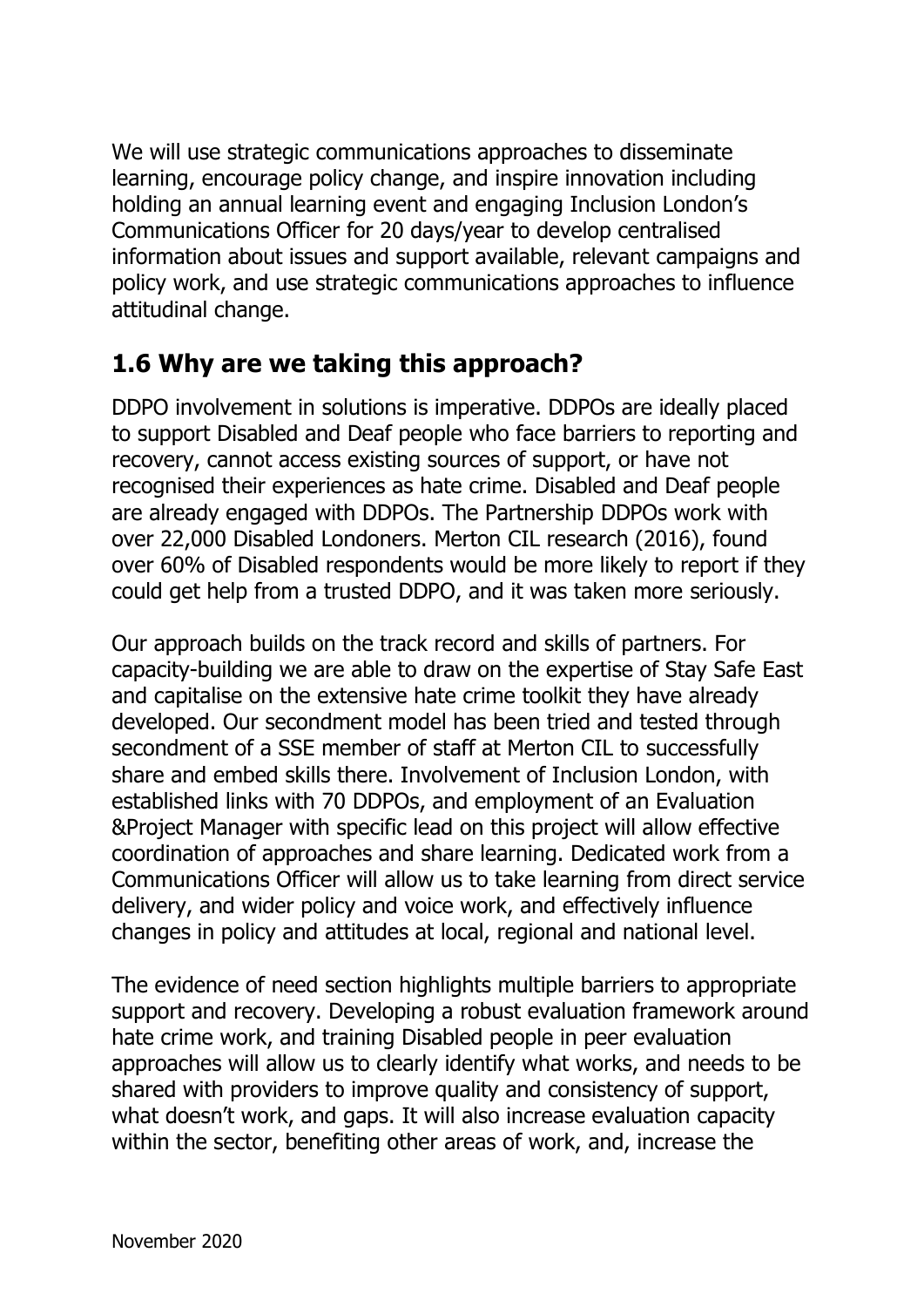We will use strategic communications approaches to disseminate learning, encourage policy change, and inspire innovation including holding an annual learning event and engaging Inclusion London's Communications Officer for 20 days/year to develop centralised information about issues and support available, relevant campaigns and policy work, and use strategic communications approaches to influence attitudinal change.

## 1.6 Why are we taking this approach?

DDPO involvement in solutions is imperative. DDPOs are ideally placed to support Disabled and Deaf people who face barriers to reporting and recovery, cannot access existing sources of support, or have not recognised their experiences as hate crime. Disabled and Deaf people are already engaged with DDPOs. The Partnership DDPOs work with over 22,000 Disabled Londoners. Merton CIL research (2016), found over 60% of Disabled respondents would be more likely to report if they could get help from a trusted DDPO, and it was taken more seriously.

Our approach builds on the track record and skills of partners. For capacity-building we are able to draw on the expertise of Stay Safe East and capitalise on the extensive hate crime toolkit they have already developed. Our secondment model has been tried and tested through secondment of a SSE member of staff at Merton CIL to successfully share and embed skills there. Involvement of Inclusion London, with established links with 70 DDPOs, and employment of an Evaluation &Project Manager with specific lead on this project will allow effective coordination of approaches and share learning. Dedicated work from a Communications Officer will allow us to take learning from direct service delivery, and wider policy and voice work, and effectively influence changes in policy and attitudes at local, regional and national level.

The evidence of need section highlights multiple barriers to appropriate support and recovery. Developing a robust evaluation framework around hate crime work, and training Disabled people in peer evaluation approaches will allow us to clearly identify what works, and needs to be shared with providers to improve quality and consistency of support, what doesn't work, and gaps. It will also increase evaluation capacity within the sector, benefiting other areas of work, and, increase the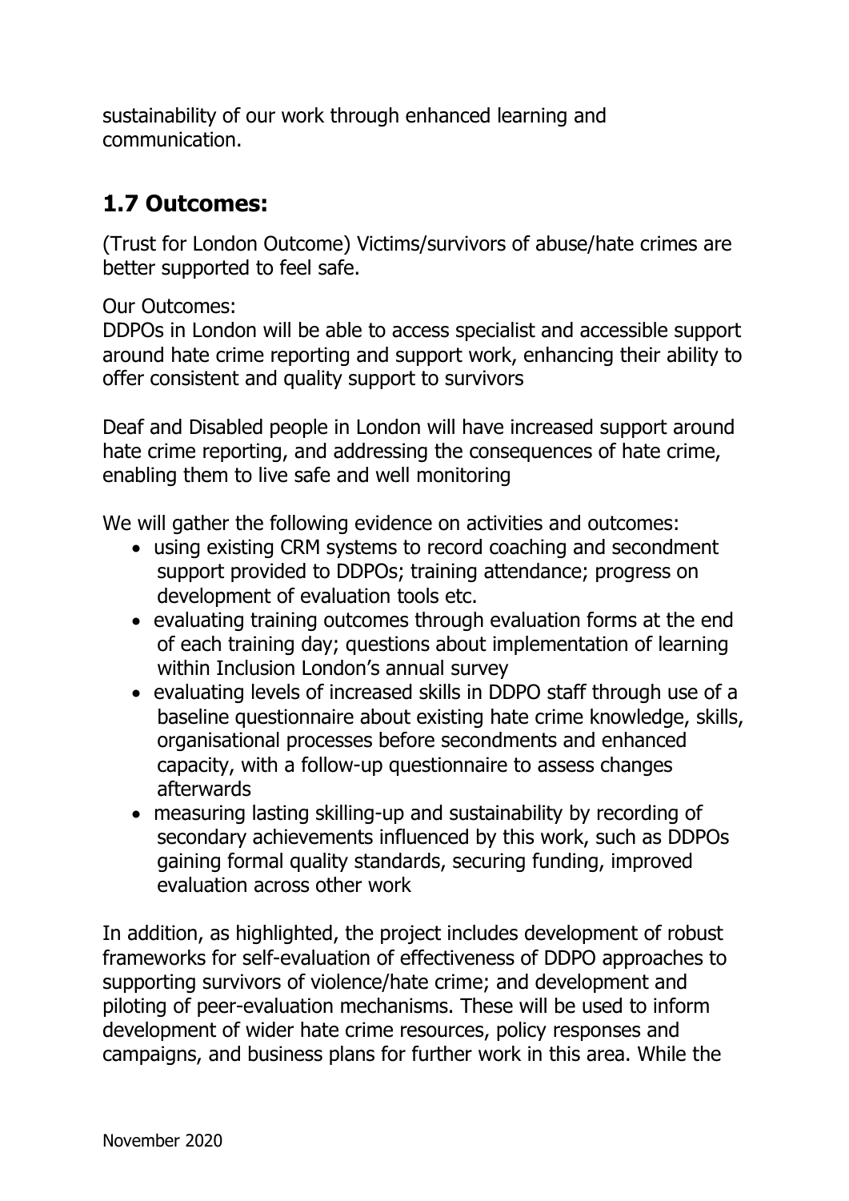sustainability of our work through enhanced learning and communication.

## 1.7 Outcomes:

(Trust for London Outcome) Victims/survivors of abuse/hate crimes are better supported to feel safe.

Our Outcomes:
DDPOs in London will be able to access specialist and accessible support around hate crime reporting and support work, enhancing their ability to offer consistent and quality support to survivors

Deaf and Disabled people in London will have increased support around hate crime reporting, and addressing the consequences of hate crime, enabling them to live safe and well monitoring

We will gather the following evidence on activities and outcomes:

- using existing CRM systems to record coaching and secondment support provided to DDPOs; training attendance; progress on development of evaluation tools etc.
- evaluating training outcomes through evaluation forms at the end of each training day; questions about implementation of learning within Inclusion London's annual survey
- evaluating levels of increased skills in DDPO staff through use of a baseline questionnaire about existing hate crime knowledge, skills, organisational processes before secondments and enhanced capacity, with a follow-up questionnaire to assess changes afterwards
- measuring lasting skilling-up and sustainability by recording of secondary achievements influenced by this work, such as DDPOs gaining formal quality standards, securing funding, improved evaluation across other work

In addition, as highlighted, the project includes development of robust frameworks for self-evaluation of effectiveness of DDPO approaches to supporting survivors of violence/hate crime; and development and piloting of peer-evaluation mechanisms. These will be used to inform development of wider hate crime resources, policy responses and campaigns, and business plans for further work in this area. While the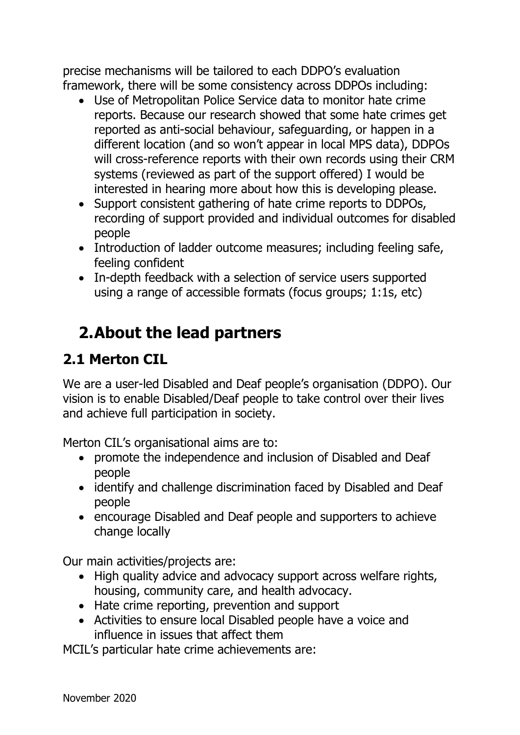precise mechanisms will be tailored to each DDPO's evaluation framework, there will be some consistency across DDPOs including:

- Use of Metropolitan Police Service data to monitor hate crime reports. Because our research showed that some hate crimes get reported as anti-social behaviour, safeguarding, or happen in a different location (and so won't appear in local MPS data), DDPOs will cross-reference reports with their own records using their CRM systems (reviewed as part of the support offered) I would be interested in hearing more about how this is developing please.
- Support consistent gathering of hate crime reports to DDPOs, recording of support provided and individual outcomes for disabled people
- Introduction of ladder outcome measures; including feeling safe, feeling confident
- In-depth feedback with a selection of service users supported using a range of accessible formats (focus groups; 1:1s, etc)

# 2. About the lead partners

## 2.1 Merton CIL

We are a user-led Disabled and Deaf people's organisation (DDPO). Our vision is to enable Disabled/Deaf people to take control over their lives and achieve full participation in society.

Merton CIL's organisational aims are to:

- promote the independence and inclusion of Disabled and Deaf people
- identify and challenge discrimination faced by Disabled and Deaf people
- encourage Disabled and Deaf people and supporters to achieve change locally

Our main activities/projects are:

- High quality advice and advocacy support across welfare rights, housing, community care, and health advocacy.
- Hate crime reporting, prevention and support
- Activities to ensure local Disabled people have a voice and influence in issues that affect them

MCIL's particular hate crime achievements are:

November 2020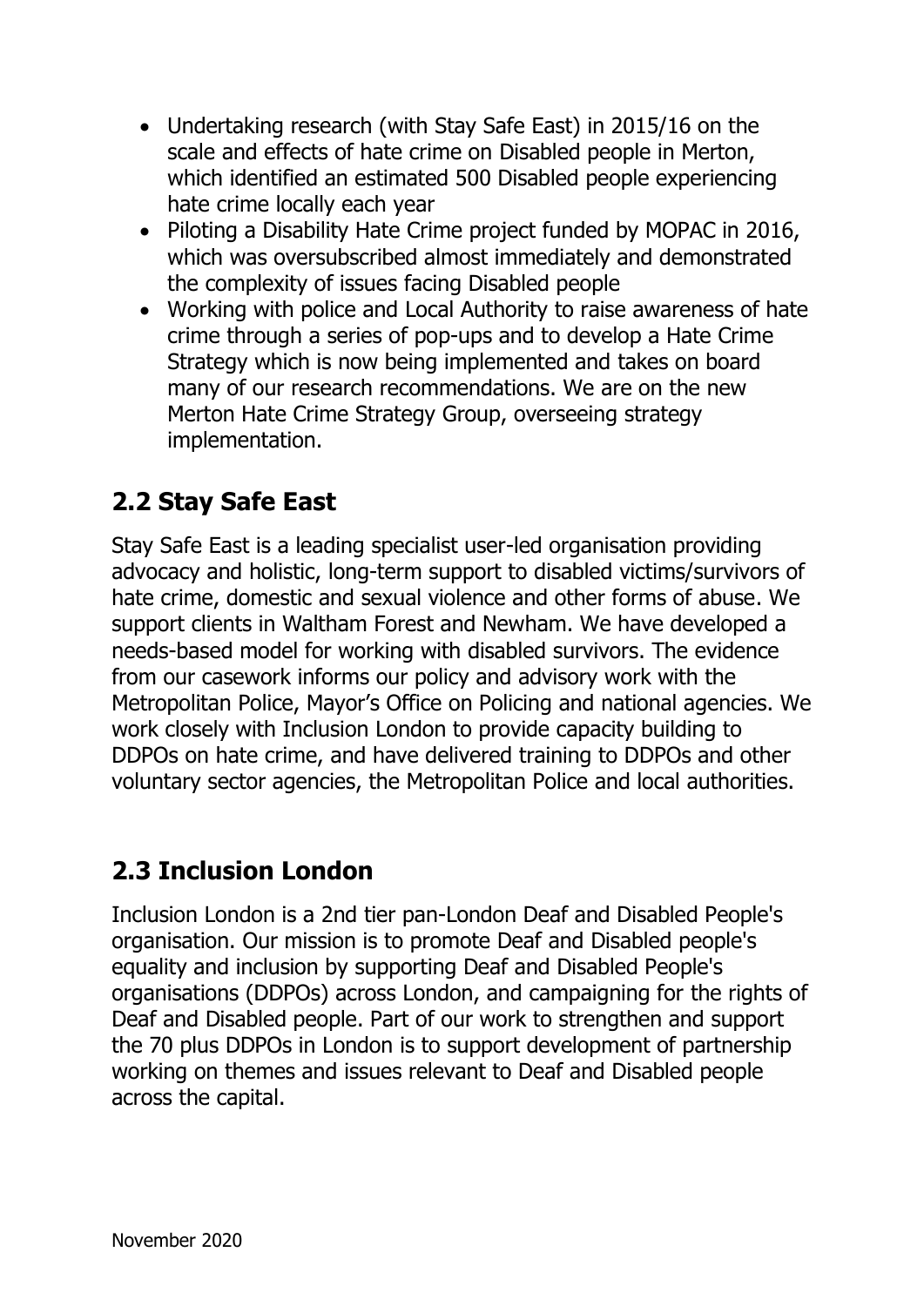- Undertaking research (with Stay Safe East) in 2015/16 on the scale and effects of hate crime on Disabled people in Merton, which identified an estimated 500 Disabled people experiencing hate crime locally each year
- Piloting a Disability Hate Crime project funded by MOPAC in 2016, which was oversubscribed almost immediately and demonstrated the complexity of issues facing Disabled people
- Working with police and Local Authority to raise awareness of hate crime through a series of pop-ups and to develop a Hate Crime Strategy which is now being implemented and takes on board many of our research recommendations. We are on the new Merton Hate Crime Strategy Group, overseeing strategy implementation.

## 2.2 Stay Safe East

Stay Safe East is a leading specialist user-led organisation providing advocacy and holistic, long-term support to disabled victims/survivors of hate crime, domestic and sexual violence and other forms of abuse. We support clients in Waltham Forest and Newham. We have developed a needs-based model for working with disabled survivors. The evidence from our casework informs our policy and advisory work with the Metropolitan Police, Mayor's Office on Policing and national agencies. We work closely with Inclusion London to provide capacity building to DDPOs on hate crime, and have delivered training to DDPOs and other voluntary sector agencies, the Metropolitan Police and local authorities.

## 2.3 Inclusion London

Inclusion London is a 2nd tier pan-London Deaf and Disabled People's organisation. Our mission is to promote Deaf and Disabled people's equality and inclusion by supporting Deaf and Disabled People's organisations (DDPOs) across London, and campaigning for the rights of Deaf and Disabled people. Part of our work to strengthen and support the 70 plus DDPOs in London is to support development of partnership working on themes and issues relevant to Deaf and Disabled people across the capital.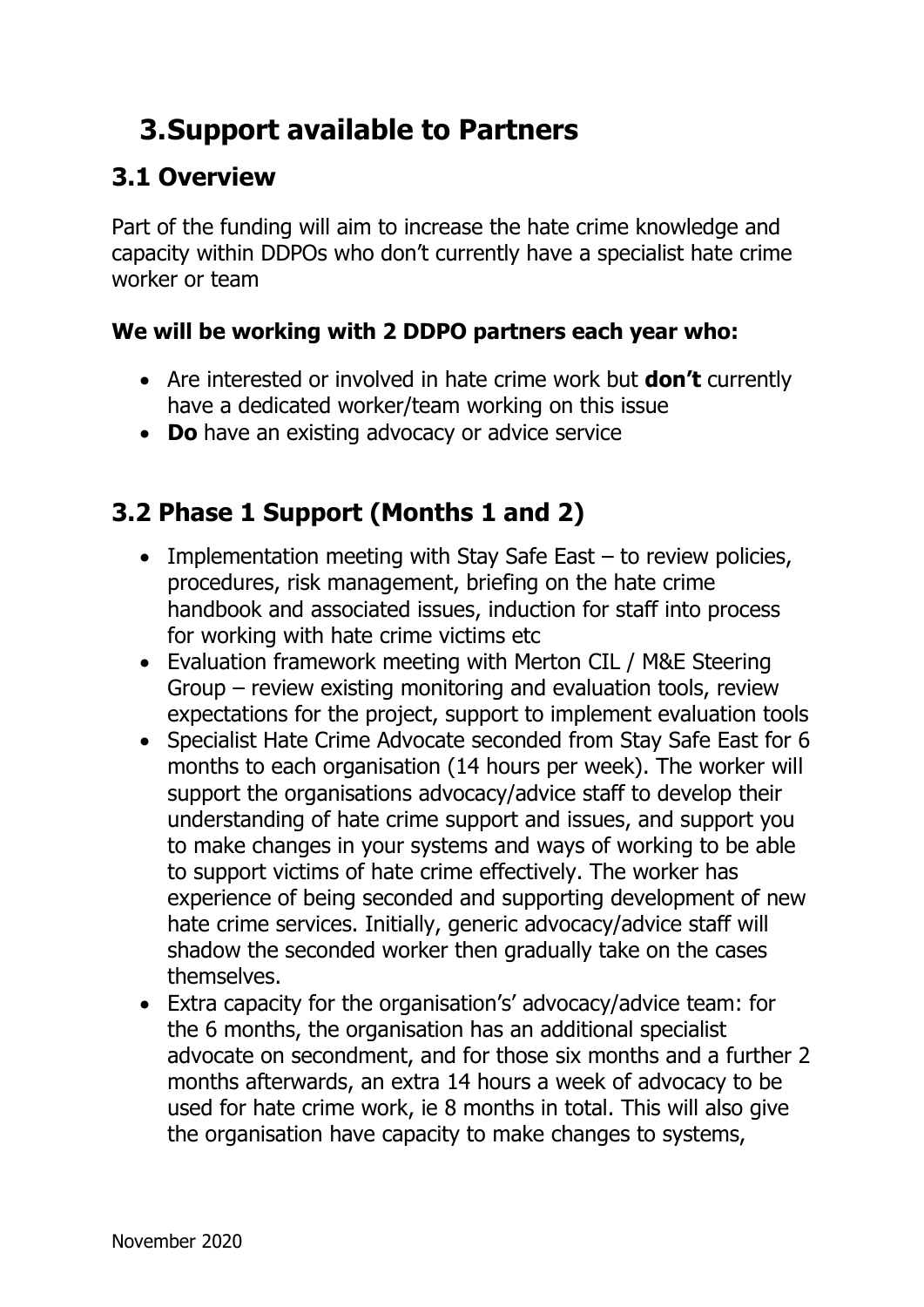# 3. Support available to Partners

## 3.1 Overview

Part of the funding will aim to increase the hate crime knowledge and capacity within DDPOs who don't currently have a specialist hate crime worker or team

**We will be working with 2 DDPO partners each year who:**

- Are interested or involved in hate crime work but **don't** currently have a dedicated worker/team working on this issue
- **Do** have an existing advocacy or advice service

## 3.2 Phase 1 Support (Months 1 and 2)

- Implementation meeting with Stay Safe East – to review policies, procedures, risk management, briefing on the hate crime handbook and associated issues, induction for staff into process for working with hate crime victims etc
- Evaluation framework meeting with Merton CIL / M&E Steering Group – review existing monitoring and evaluation tools, review expectations for the project, support to implement evaluation tools
- Specialist Hate Crime Advocate seconded from Stay Safe East for 6 months to each organisation (14 hours per week). The worker will support the organisations advocacy/advice staff to develop their understanding of hate crime support and issues, and support you to make changes in your systems and ways of working to be able to support victims of hate crime effectively. The worker has experience of being seconded and supporting development of new hate crime services. Initially, generic advocacy/advice staff will shadow the seconded worker then gradually take on the cases themselves.
- Extra capacity for the organisation's' advocacy/advice team: for the 6 months, the organisation has an additional specialist advocate on secondment, and for those six months and a further 2 months afterwards, an extra 14 hours a week of advocacy to be used for hate crime work, ie 8 months in total. This will also give the organisation have capacity to make changes to systems,

November 2020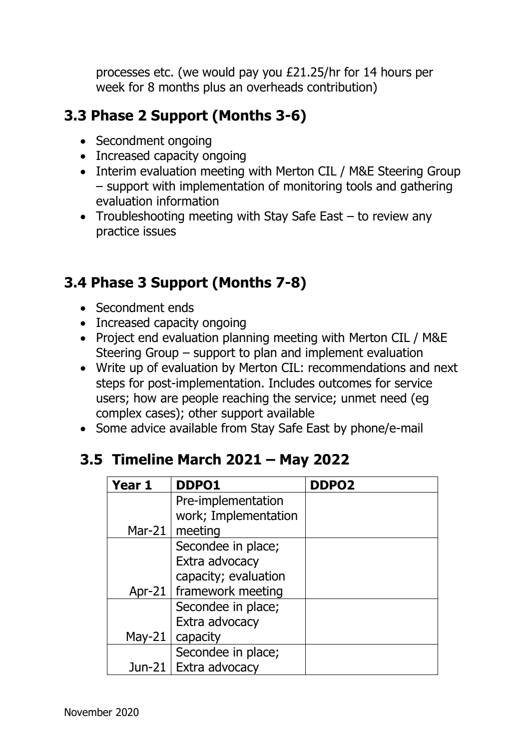processes etc. (we would pay you £21.25/hr for 14 hours per week for 8 months plus an overheads contribution)

## 3.3 Phase 2 Support (Months 3-6)

- Secondment ongoing
- Increased capacity ongoing
- Interim evaluation meeting with Merton CIL / M&E Steering Group – support with implementation of monitoring tools and gathering evaluation information
- Troubleshooting meeting with Stay Safe East – to review any practice issues

## 3.4 Phase 3 Support (Months 7-8)

- Secondment ends
- Increased capacity ongoing
- Project end evaluation planning meeting with Merton CIL / M&E Steering Group – support to plan and implement evaluation
- Write up of evaluation by Merton CIL: recommendations and next steps for post-implementation. Includes outcomes for service users; how are people reaching the service; unmet need (eg complex cases); other support available
- Some advice available from Stay Safe East by phone/e-mail

## 3.5 Timeline March 2021 – May 2022

| Year 1 | DDPO1 | DDPO2 |
|---|---|---|
| Mar-21 | Pre-implementation work; Implementation meeting | |
| Apr-21 | Secondee in place; Extra advocacy capacity; evaluation framework meeting | |
| May-21 | Secondee in place; Extra advocacy capacity | |
| Jun-21 | Secondee in place; Extra advocacy | |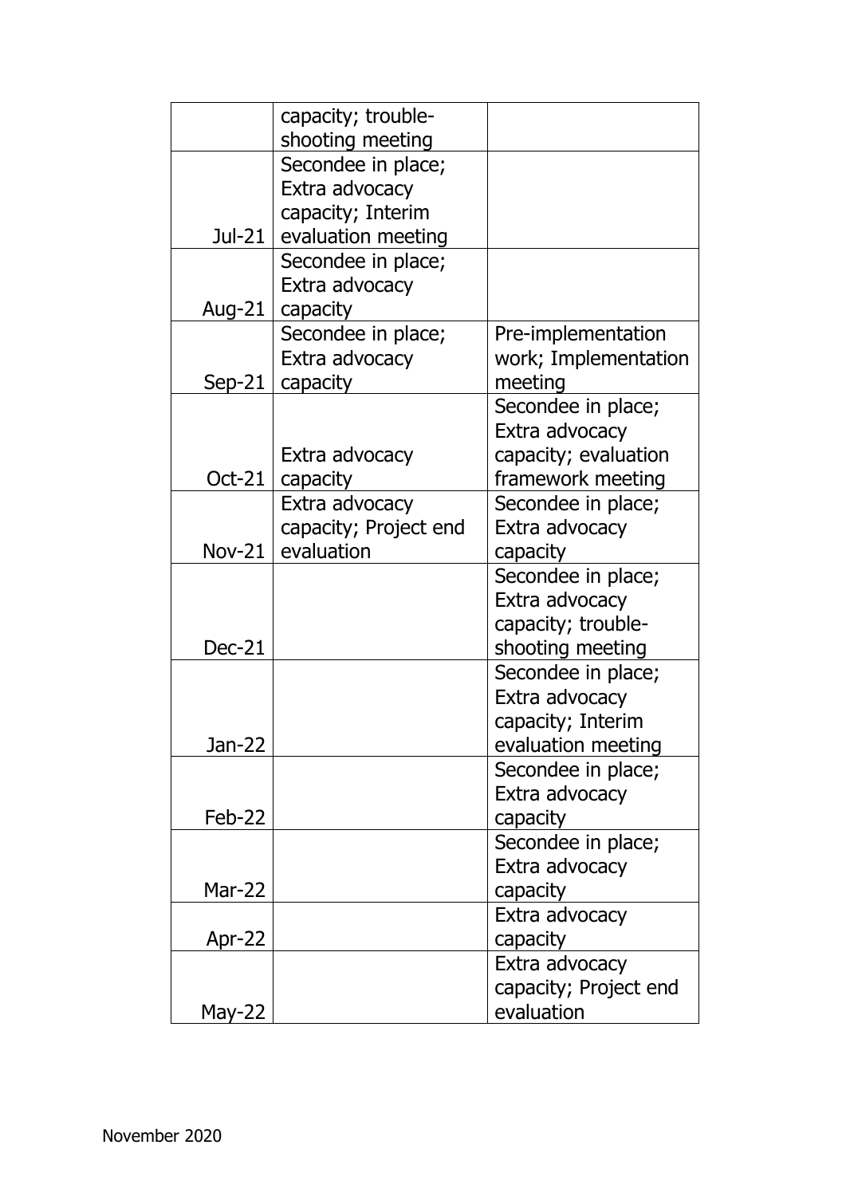| | | |
|---|---|---|
| | capacity; trouble-shooting meeting | |
| Jul-21 | Secondee in place; Extra advocacy capacity; Interim evaluation meeting | |
| Aug-21 | Secondee in place; Extra advocacy capacity | |
| Sep-21 | Secondee in place; Extra advocacy capacity | Pre-implementation work; Implementation meeting |
| Oct-21 | Extra advocacy capacity | Secondee in place; Extra advocacy capacity; evaluation framework meeting |
| Nov-21 | Extra advocacy capacity; Project end evaluation | Secondee in place; Extra advocacy capacity |
| Dec-21 | | Secondee in place; Extra advocacy capacity; trouble-shooting meeting |
| Jan-22 | | Secondee in place; Extra advocacy capacity; Interim evaluation meeting |
| Feb-22 | | Secondee in place; Extra advocacy capacity |
| Mar-22 | | Secondee in place; Extra advocacy capacity |
| Apr-22 | | Extra advocacy capacity |
| May-22 | | Extra advocacy capacity; Project end evaluation |

November 2020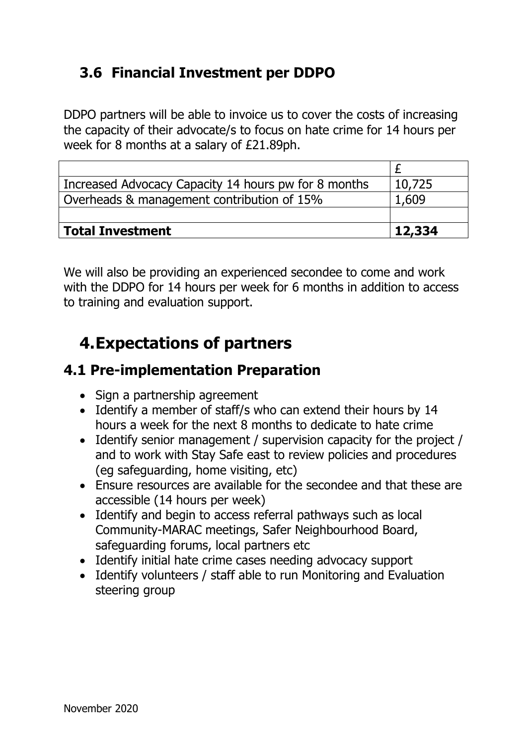### 3.6 Financial Investment per DDPO

DDPO partners will be able to invoice us to cover the costs of increasing the capacity of their advocate/s to focus on hate crime for 14 hours per week for 8 months at a salary of £21.89ph.

| | £ |
|---|---|
| Increased Advocacy Capacity 14 hours pw for 8 months | 10,725 |
| Overheads & management contribution of 15% | 1,609 |
| | |
| **Total Investment** | **12,334** |

We will also be providing an experienced secondee to come and work with the DDPO for 14 hours per week for 6 months in addition to access to training and evaluation support.

## 4. Expectations of partners

### 4.1 Pre-implementation Preparation

- Sign a partnership agreement
- Identify a member of staff/s who can extend their hours by 14 hours a week for the next 8 months to dedicate to hate crime
- Identify senior management / supervision capacity for the project / and to work with Stay Safe east to review policies and procedures (eg safeguarding, home visiting, etc)
- Ensure resources are available for the secondee and that these are accessible (14 hours per week)
- Identify and begin to access referral pathways such as local Community-MARAC meetings, Safer Neighbourhood Board, safeguarding forums, local partners etc
- Identify initial hate crime cases needing advocacy support
- Identify volunteers / staff able to run Monitoring and Evaluation steering group

November 2020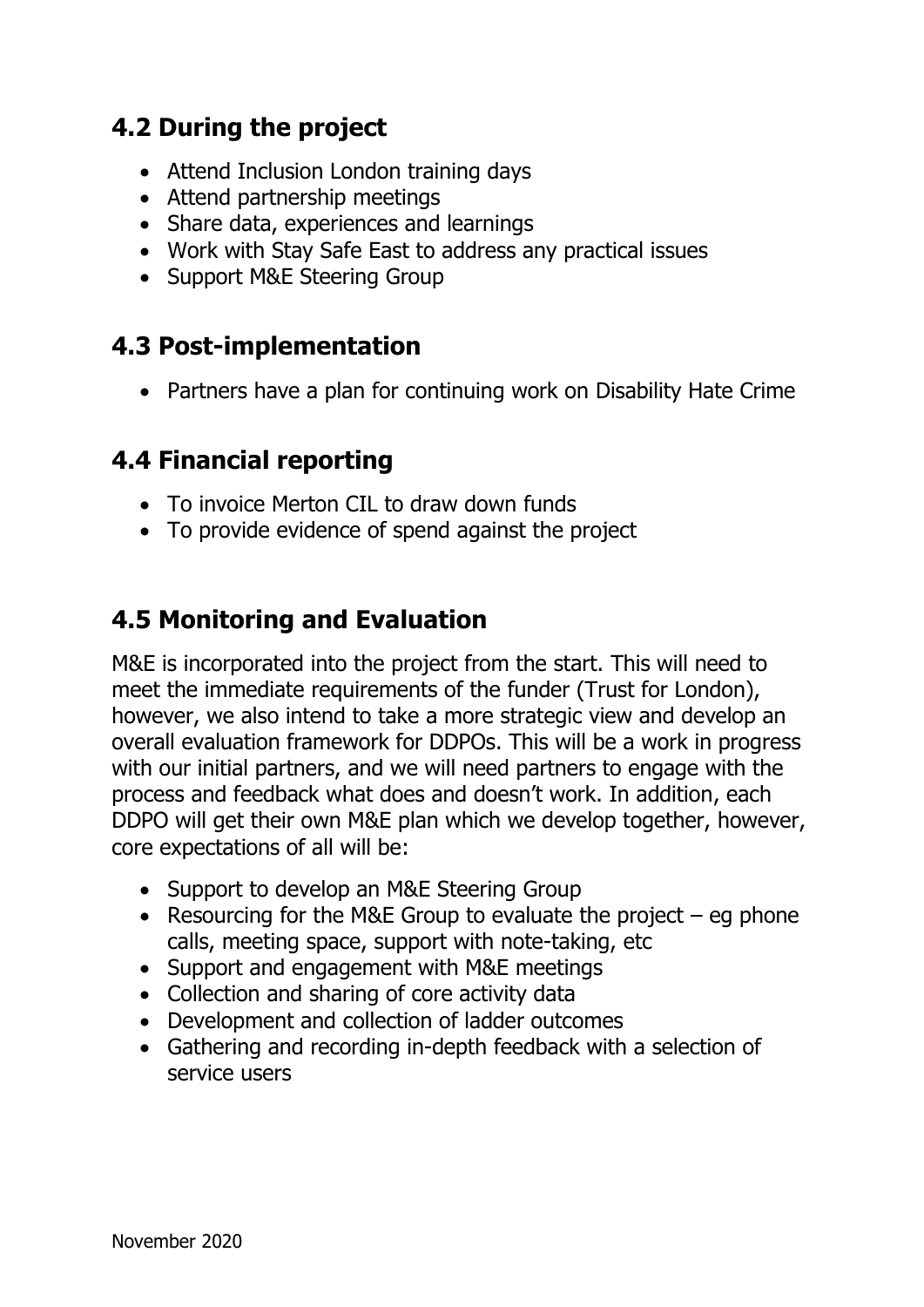## 4.2 During the project

- Attend Inclusion London training days
- Attend partnership meetings
- Share data, experiences and learnings
- Work with Stay Safe East to address any practical issues
- Support M&E Steering Group

## 4.3 Post-implementation

- Partners have a plan for continuing work on Disability Hate Crime

## 4.4 Financial reporting

- To invoice Merton CIL to draw down funds
- To provide evidence of spend against the project

## 4.5 Monitoring and Evaluation

M&E is incorporated into the project from the start. This will need to meet the immediate requirements of the funder (Trust for London), however, we also intend to take a more strategic view and develop an overall evaluation framework for DDPOs. This will be a work in progress with our initial partners, and we will need partners to engage with the process and feedback what does and doesn't work. In addition, each DDPO will get their own M&E plan which we develop together, however, core expectations of all will be:

- Support to develop an M&E Steering Group
- Resourcing for the M&E Group to evaluate the project – eg phone calls, meeting space, support with note-taking, etc
- Support and engagement with M&E meetings
- Collection and sharing of core activity data
- Development and collection of ladder outcomes
- Gathering and recording in-depth feedback with a selection of service users

November 2020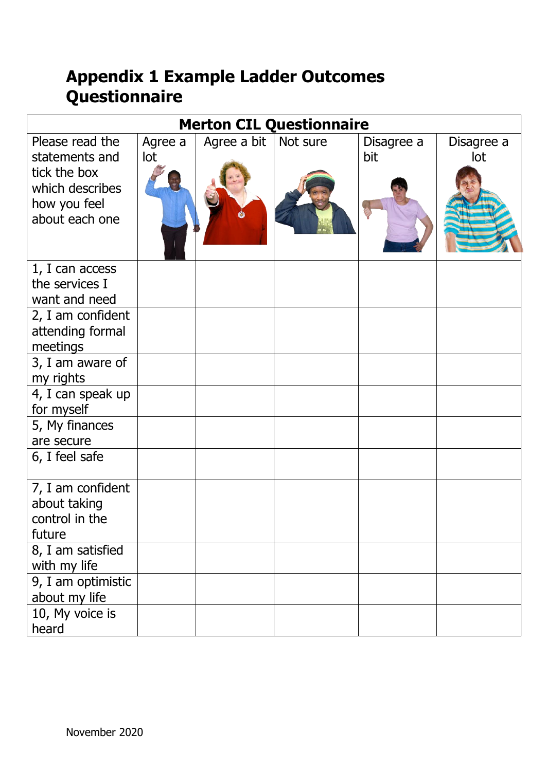# Appendix 1 Example Ladder Outcomes Questionnaire

| Merton CIL Questionnaire | | | | | |
|---|---|---|---|---|---|
| Please read the statements and tick the box which describes how you feel about each one | Agree a lot | Agree a bit | Not sure | Disagree a bit | Disagree a lot |
| 1, I can access the services I want and need | | | | | |
| 2, I am confident attending formal meetings | | | | | |
| 3, I am aware of my rights | | | | | |
| 4, I can speak up for myself | | | | | |
| 5, My finances are secure | | | | | |
| 6, I feel safe | | | | | |
| 7, I am confident about taking control in the future | | | | | |
| 8, I am satisfied with my life | | | | | |
| 9, I am optimistic about my life | | | | | |
| 10, My voice is heard | | | | | |

November 2020